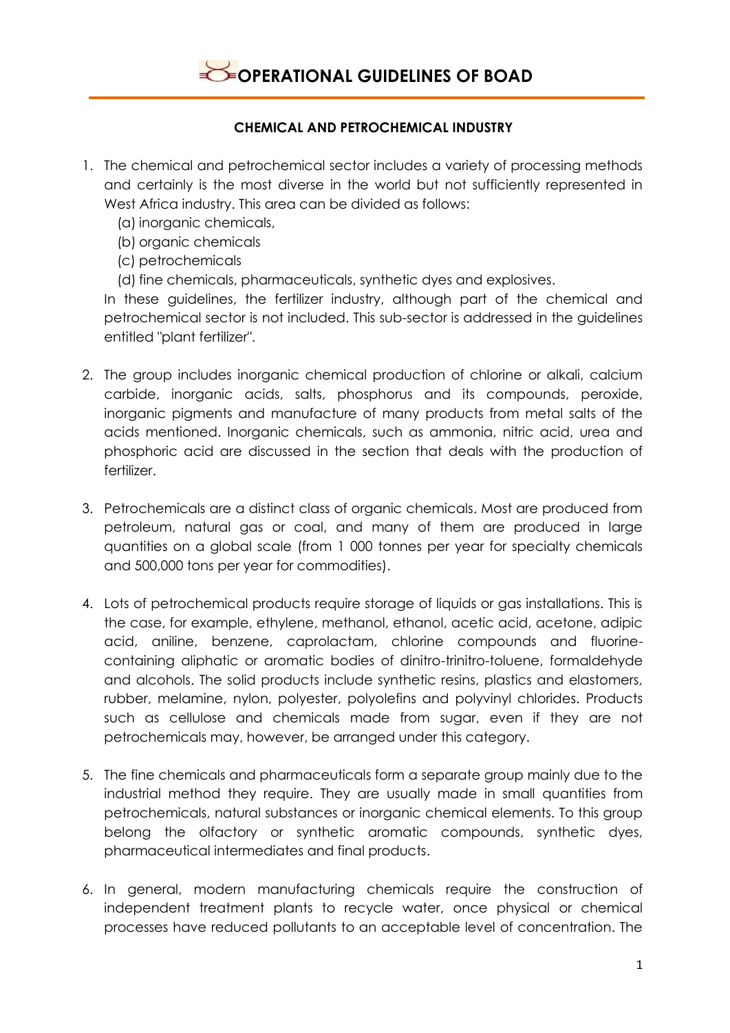# OPERATIONAL GUIDELINES OF BOAD

## CHEMICAL AND PETROCHEMICAL INDUSTRY

1. The chemical and petrochemical sector includes a variety of processing methods and certainly is the most diverse in the world but not sufficiently represented in West Africa industry. This area can be divided as follows:
   (a) inorganic chemicals,
   (b) organic chemicals
   (c) petrochemicals
   (d) fine chemicals, pharmaceuticals, synthetic dyes and explosives.

   In these guidelines, the fertilizer industry, although part of the chemical and petrochemical sector is not included. This sub-sector is addressed in the guidelines entitled "plant fertilizer".

2. The group includes inorganic chemical production of chlorine or alkali, calcium carbide, inorganic acids, salts, phosphorus and its compounds, peroxide, inorganic pigments and manufacture of many products from metal salts of the acids mentioned. Inorganic chemicals, such as ammonia, nitric acid, urea and phosphoric acid are discussed in the section that deals with the production of fertilizer.

3. Petrochemicals are a distinct class of organic chemicals. Most are produced from petroleum, natural gas or coal, and many of them are produced in large quantities on a global scale (from 1 000 tonnes per year for specialty chemicals and 500,000 tons per year for commodities).

4. Lots of petrochemical products require storage of liquids or gas installations. This is the case, for example, ethylene, methanol, ethanol, acetic acid, acetone, adipic acid, aniline, benzene, caprolactam, chlorine compounds and fluorine-containing aliphatic or aromatic bodies of dinitro-trinitro-toluene, formaldehyde and alcohols. The solid products include synthetic resins, plastics and elastomers, rubber, melamine, nylon, polyester, polyolefins and polyvinyl chlorides. Products such as cellulose and chemicals made from sugar, even if they are not petrochemicals may, however, be arranged under this category.

5. The fine chemicals and pharmaceuticals form a separate group mainly due to the industrial method they require. They are usually made in small quantities from petrochemicals, natural substances or inorganic chemical elements. To this group belong the olfactory or synthetic aromatic compounds, synthetic dyes, pharmaceutical intermediates and final products.

6. In general, modern manufacturing chemicals require the construction of independent treatment plants to recycle water, once physical or chemical processes have reduced pollutants to an acceptable level of concentration. The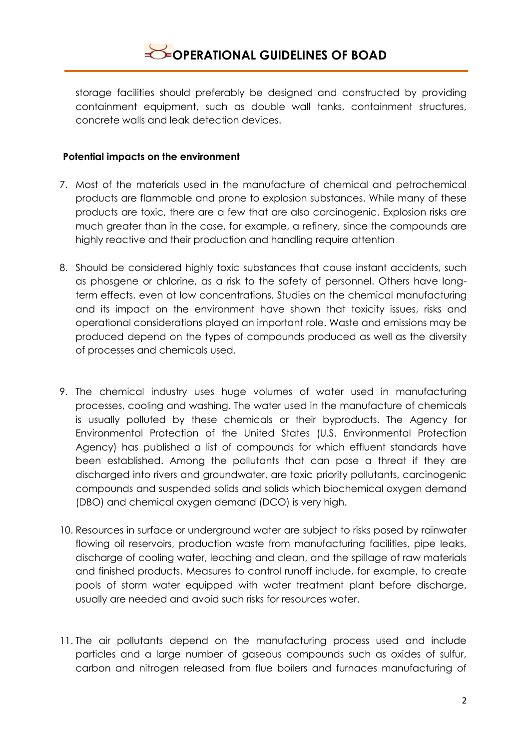storage facilities should preferably be designed and constructed by providing containment equipment, such as double wall tanks, containment structures, concrete walls and leak detection devices.

**Potential impacts on the environment**

7. Most of the materials used in the manufacture of chemical and petrochemical products are flammable and prone to explosion substances. While many of these products are toxic, there are a few that are also carcinogenic. Explosion risks are much greater than in the case, for example, a refinery, since the compounds are highly reactive and their production and handling require attention

8. Should be considered highly toxic substances that cause instant accidents, such as phosgene or chlorine, as a risk to the safety of personnel. Others have long-term effects, even at low concentrations. Studies on the chemical manufacturing and its impact on the environment have shown that toxicity issues, risks and operational considerations played an important role. Waste and emissions may be produced depend on the types of compounds produced as well as the diversity of processes and chemicals used.

9. The chemical industry uses huge volumes of water used in manufacturing processes, cooling and washing. The water used in the manufacture of chemicals is usually polluted by these chemicals or their byproducts. The Agency for Environmental Protection of the United States (U.S. Environmental Protection Agency) has published a list of compounds for which effluent standards have been established. Among the pollutants that can pose a threat if they are discharged into rivers and groundwater, are toxic priority pollutants, carcinogenic compounds and suspended solids and solids which biochemical oxygen demand (DBO) and chemical oxygen demand (DCO) is very high.

10. Resources in surface or underground water are subject to risks posed by rainwater flowing oil reservoirs, production waste from manufacturing facilities, pipe leaks, discharge of cooling water, leaching and clean, and the spillage of raw materials and finished products. Measures to control runoff include, for example, to create pools of storm water equipped with water treatment plant before discharge, usually are needed and avoid such risks for resources water.

11. The air pollutants depend on the manufacturing process used and include particles and a large number of gaseous compounds such as oxides of sulfur, carbon and nitrogen released from flue boilers and furnaces manufacturing of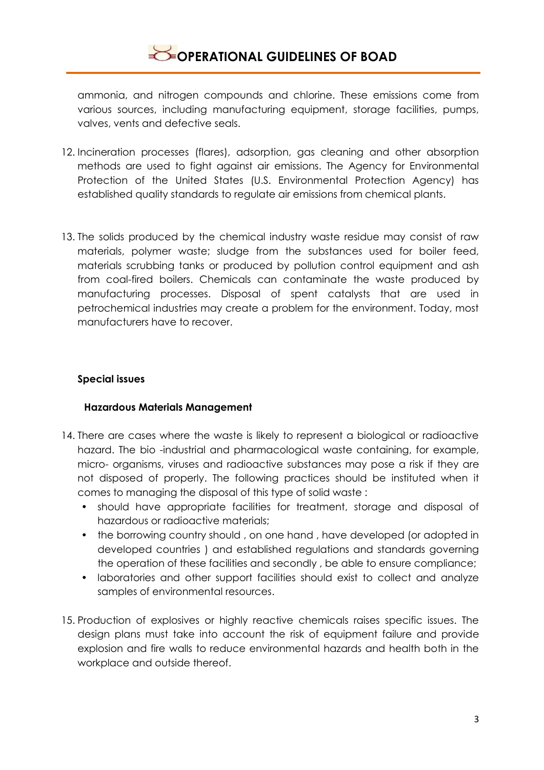ammonia, and nitrogen compounds and chlorine. These emissions come from various sources, including manufacturing equipment, storage facilities, pumps, valves, vents and defective seals.

12. Incineration processes (flares), adsorption, gas cleaning and other absorption methods are used to fight against air emissions. The Agency for Environmental Protection of the United States (U.S. Environmental Protection Agency) has established quality standards to regulate air emissions from chemical plants.

13. The solids produced by the chemical industry waste residue may consist of raw materials, polymer waste; sludge from the substances used for boiler feed, materials scrubbing tanks or produced by pollution control equipment and ash from coal-fired boilers. Chemicals can contaminate the waste produced by manufacturing processes. Disposal of spent catalysts that are used in petrochemical industries may create a problem for the environment. Today, most manufacturers have to recover.

**Special issues**

**Hazardous Materials Management**

14. There are cases where the waste is likely to represent a biological or radioactive hazard. The bio -industrial and pharmacological waste containing, for example, micro- organisms, viruses and radioactive substances may pose a risk if they are not disposed of properly. The following practices should be instituted when it comes to managing the disposal of this type of solid waste :
    - should have appropriate facilities for treatment, storage and disposal of hazardous or radioactive materials;
    - the borrowing country should , on one hand , have developed (or adopted in developed countries ) and established regulations and standards governing the operation of these facilities and secondly , be able to ensure compliance;
    - laboratories and other support facilities should exist to collect and analyze samples of environmental resources.

15. Production of explosives or highly reactive chemicals raises specific issues. The design plans must take into account the risk of equipment failure and provide explosion and fire walls to reduce environmental hazards and health both in the workplace and outside thereof.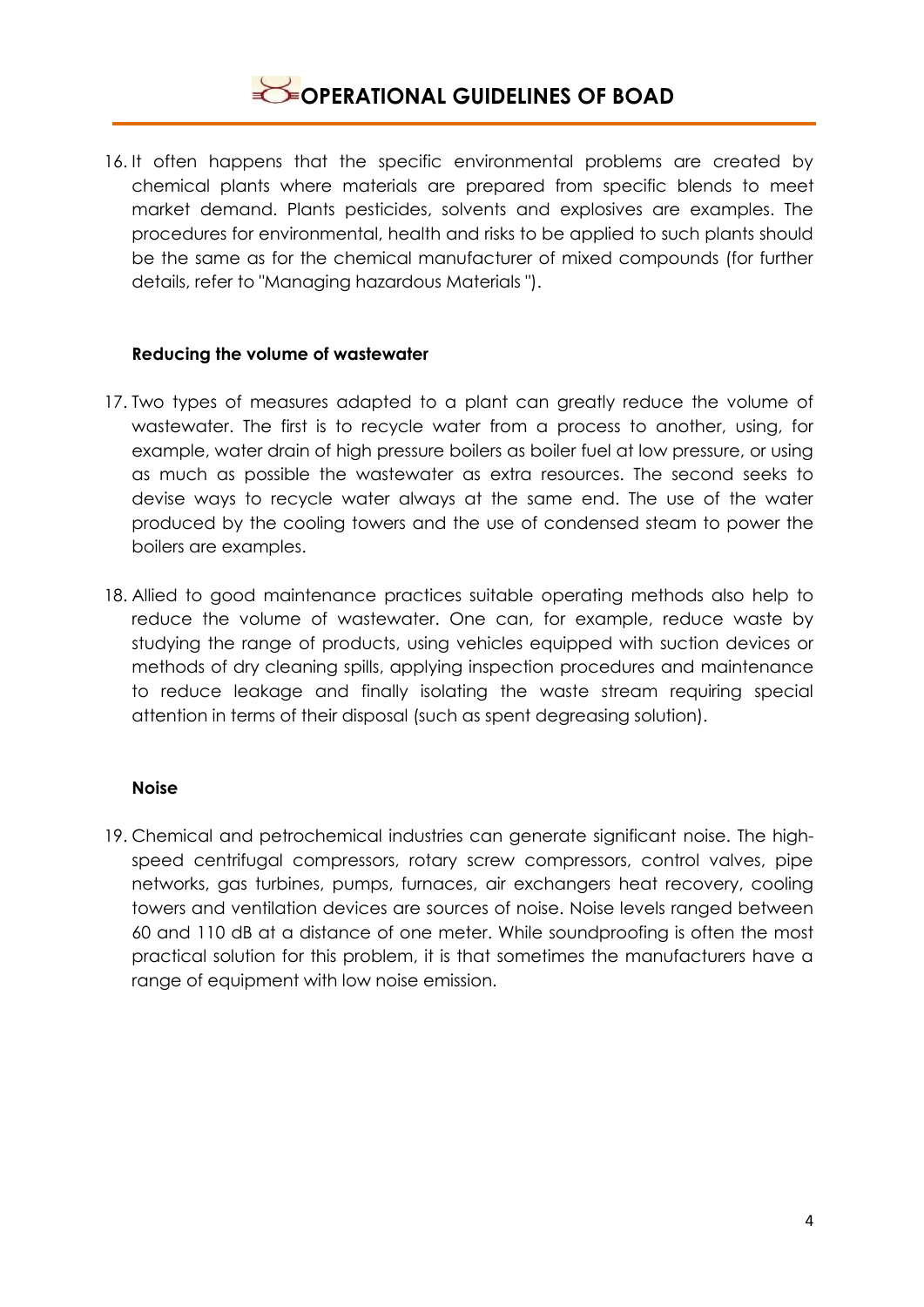16. It often happens that the specific environmental problems are created by chemical plants where materials are prepared from specific blends to meet market demand. Plants pesticides, solvents and explosives are examples. The procedures for environmental, health and risks to be applied to such plants should be the same as for the chemical manufacturer of mixed compounds (for further details, refer to "Managing hazardous Materials ").

**Reducing the volume of wastewater**

17. Two types of measures adapted to a plant can greatly reduce the volume of wastewater. The first is to recycle water from a process to another, using, for example, water drain of high pressure boilers as boiler fuel at low pressure, or using as much as possible the wastewater as extra resources. The second seeks to devise ways to recycle water always at the same end. The use of the water produced by the cooling towers and the use of condensed steam to power the boilers are examples.

18. Allied to good maintenance practices suitable operating methods also help to reduce the volume of wastewater. One can, for example, reduce waste by studying the range of products, using vehicles equipped with suction devices or methods of dry cleaning spills, applying inspection procedures and maintenance to reduce leakage and finally isolating the waste stream requiring special attention in terms of their disposal (such as spent degreasing solution).

**Noise**

19. Chemical and petrochemical industries can generate significant noise. The high-speed centrifugal compressors, rotary screw compressors, control valves, pipe networks, gas turbines, pumps, furnaces, air exchangers heat recovery, cooling towers and ventilation devices are sources of noise. Noise levels ranged between 60 and 110 dB at a distance of one meter. While soundproofing is often the most practical solution for this problem, it is that sometimes the manufacturers have a range of equipment with low noise emission.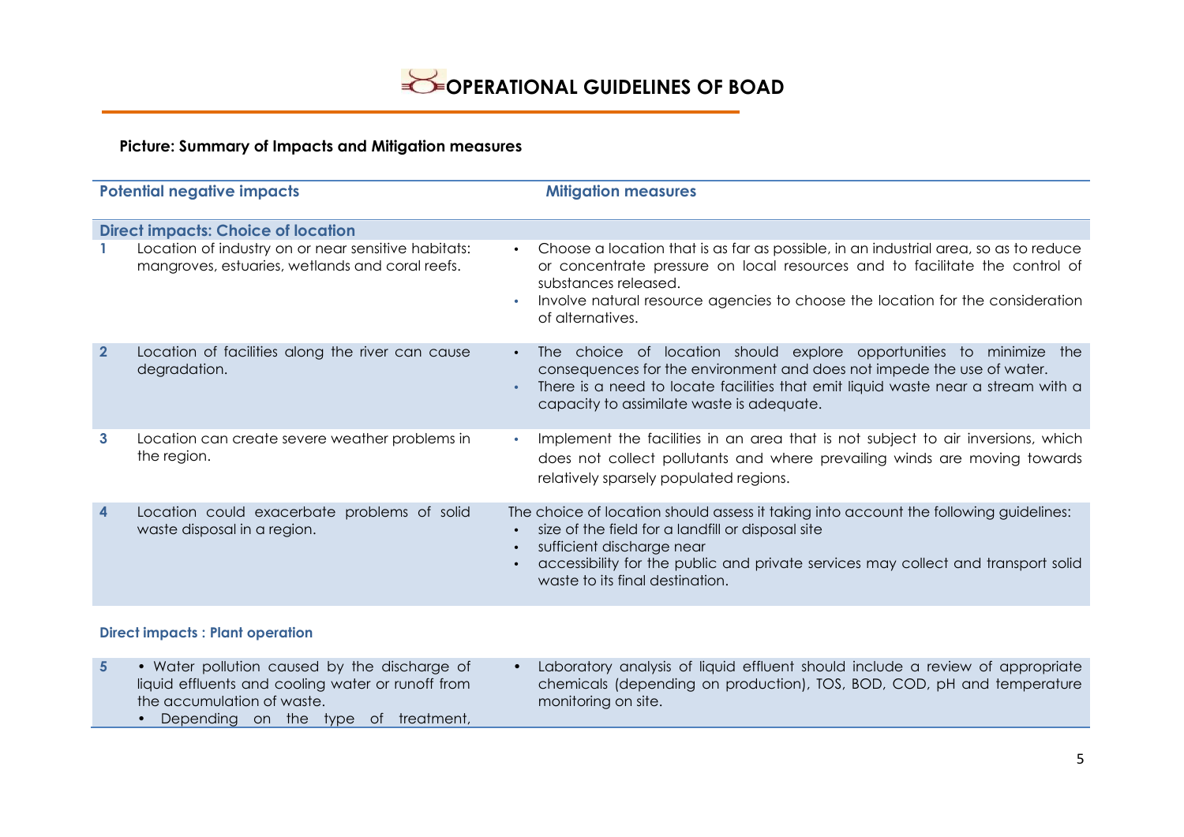**Picture: Summary of Impacts and Mitigation measures**

| | Potential negative impacts | Mitigation measures |
|---|---|---|
| **Direct impacts: Choice of location** | | |
| 1 | Location of industry on or near sensitive habitats: mangroves, estuaries, wetlands and coral reefs. | • Choose a location that is as far as possible, in an industrial area, so as to reduce or concentrate pressure on local resources and to facilitate the control of substances released.<br>• Involve natural resource agencies to choose the location for the consideration of alternatives. |
| 2 | Location of facilities along the river can cause degradation. | • The choice of location should explore opportunities to minimize the consequences for the environment and does not impede the use of water.<br>• There is a need to locate facilities that emit liquid waste near a stream with a capacity to assimilate waste is adequate. |
| 3 | Location can create severe weather problems in the region. | • Implement the facilities in an area that is not subject to air inversions, which does not collect pollutants and where prevailing winds are moving towards relatively sparsely populated regions. |
| 4 | Location could exacerbate problems of solid waste disposal in a region. | The choice of location should assess it taking into account the following guidelines:<br>• size of the field for a landfill or disposal site<br>• sufficient discharge near<br>• accessibility for the public and private services may collect and transport solid waste to its final destination. |
| **Direct impacts : Plant operation** | | |
| 5 | • Water pollution caused by the discharge of liquid effluents and cooling water or runoff from the accumulation of waste.<br>• Depending on the type of treatment, | • Laboratory analysis of liquid effluent should include a review of appropriate chemicals (depending on production), TOS, BOD, COD, pH and temperature monitoring on site. |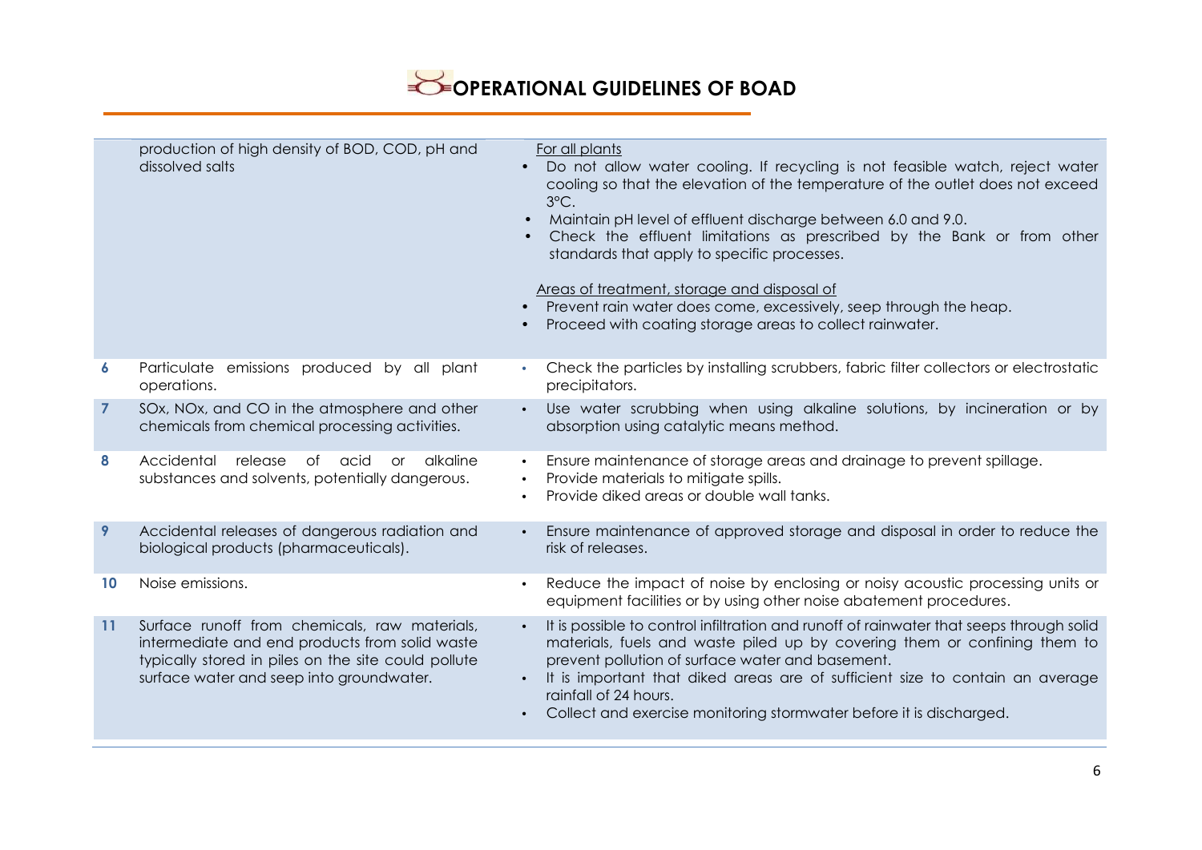| | | |
|---|---|---|
| | production of high density of BOD, COD, pH and dissolved salts | For all plants<br>• Do not allow water cooling. If recycling is not feasible watch, reject water cooling so that the elevation of the temperature of the outlet does not exceed 3°C.<br>• Maintain pH level of effluent discharge between 6.0 and 9.0.<br>• Check the effluent limitations as prescribed by the Bank or from other standards that apply to specific processes.<br><br>Areas of treatment, storage and disposal of<br>• Prevent rain water does come, excessively, seep through the heap.<br>• Proceed with coating storage areas to collect rainwater. |
| 6 | Particulate emissions produced by all plant operations. | • Check the particles by installing scrubbers, fabric filter collectors or electrostatic precipitators. |
| 7 | SOx, NOx, and CO in the atmosphere and other chemicals from chemical processing activities. | • Use water scrubbing when using alkaline solutions, by incineration or by absorption using catalytic means method. |
| 8 | Accidental release of acid or alkaline substances and solvents, potentially dangerous. | • Ensure maintenance of storage areas and drainage to prevent spillage.<br>• Provide materials to mitigate spills.<br>• Provide diked areas or double wall tanks. |
| 9 | Accidental releases of dangerous radiation and biological products (pharmaceuticals). | • Ensure maintenance of approved storage and disposal in order to reduce the risk of releases. |
| 10 | Noise emissions. | • Reduce the impact of noise by enclosing or noisy acoustic processing units or equipment facilities or by using other noise abatement procedures. |
| 11 | Surface runoff from chemicals, raw materials, intermediate and end products from solid waste typically stored in piles on the site could pollute surface water and seep into groundwater. | • It is possible to control infiltration and runoff of rainwater that seeps through solid materials, fuels and waste piled up by covering them or confining them to prevent pollution of surface water and basement.<br>• It is important that diked areas are of sufficient size to contain an average rainfall of 24 hours.<br>• Collect and exercise monitoring stormwater before it is discharged. |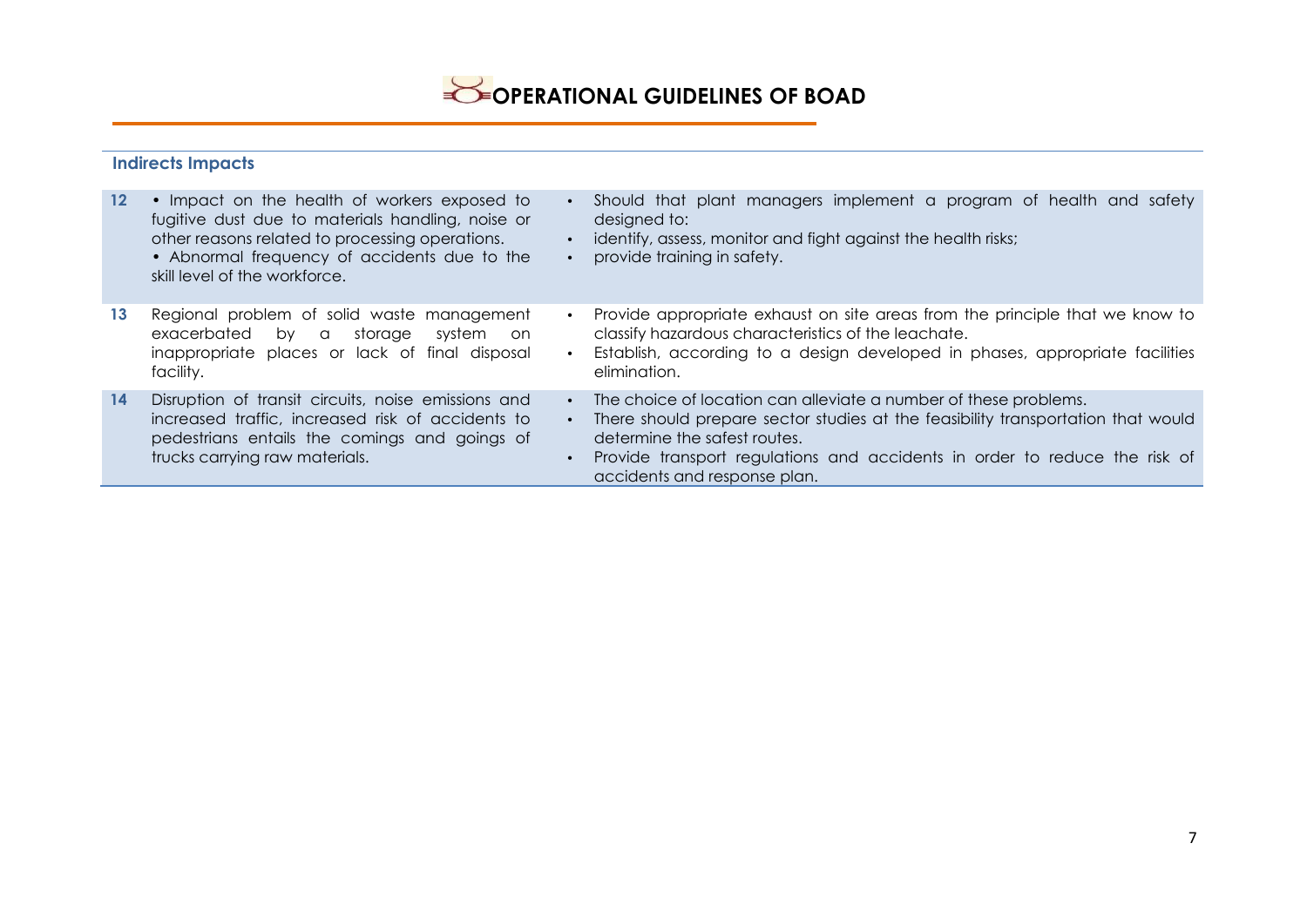## Indirects Impacts

| | | |
|---|---|---|
| **12** | • Impact on the health of workers exposed to fugitive dust due to materials handling, noise or other reasons related to processing operations.<br>• Abnormal frequency of accidents due to the skill level of the workforce. | • Should that plant managers implement a program of health and safety designed to:<br>• identify, assess, monitor and fight against the health risks;<br>• provide training in safety. |
| **13** | Regional problem of solid waste management exacerbated by a storage system on inappropriate places or lack of final disposal facility. | • Provide appropriate exhaust on site areas from the principle that we know to classify hazardous characteristics of the leachate.<br>• Establish, according to a design developed in phases, appropriate facilities elimination. |
| **14** | Disruption of transit circuits, noise emissions and increased traffic, increased risk of accidents to pedestrians entails the comings and goings of trucks carrying raw materials. | • The choice of location can alleviate a number of these problems.<br>• There should prepare sector studies at the feasibility transportation that would determine the safest routes.<br>• Provide transport regulations and accidents in order to reduce the risk of accidents and response plan. |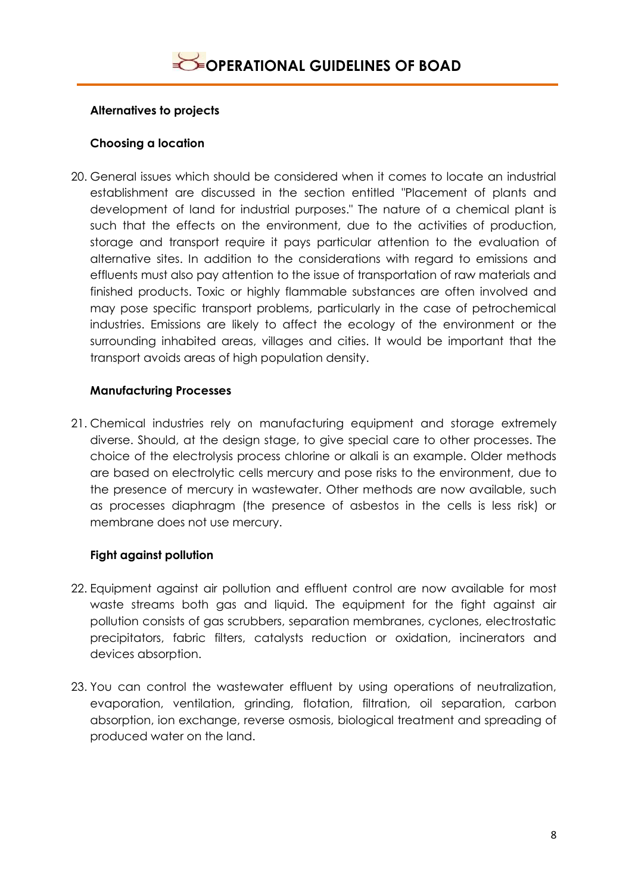**Alternatives to projects**

**Choosing a location**

20. General issues which should be considered when it comes to locate an industrial establishment are discussed in the section entitled "Placement of plants and development of land for industrial purposes." The nature of a chemical plant is such that the effects on the environment, due to the activities of production, storage and transport require it pays particular attention to the evaluation of alternative sites. In addition to the considerations with regard to emissions and effluents must also pay attention to the issue of transportation of raw materials and finished products. Toxic or highly flammable substances are often involved and may pose specific transport problems, particularly in the case of petrochemical industries. Emissions are likely to affect the ecology of the environment or the surrounding inhabited areas, villages and cities. It would be important that the transport avoids areas of high population density.

**Manufacturing Processes**

21. Chemical industries rely on manufacturing equipment and storage extremely diverse. Should, at the design stage, to give special care to other processes. The choice of the electrolysis process chlorine or alkali is an example. Older methods are based on electrolytic cells mercury and pose risks to the environment, due to the presence of mercury in wastewater. Other methods are now available, such as processes diaphragm (the presence of asbestos in the cells is less risk) or membrane does not use mercury.

**Fight against pollution**

22. Equipment against air pollution and effluent control are now available for most waste streams both gas and liquid. The equipment for the fight against air pollution consists of gas scrubbers, separation membranes, cyclones, electrostatic precipitators, fabric filters, catalysts reduction or oxidation, incinerators and devices absorption.

23. You can control the wastewater effluent by using operations of neutralization, evaporation, ventilation, grinding, flotation, filtration, oil separation, carbon absorption, ion exchange, reverse osmosis, biological treatment and spreading of produced water on the land.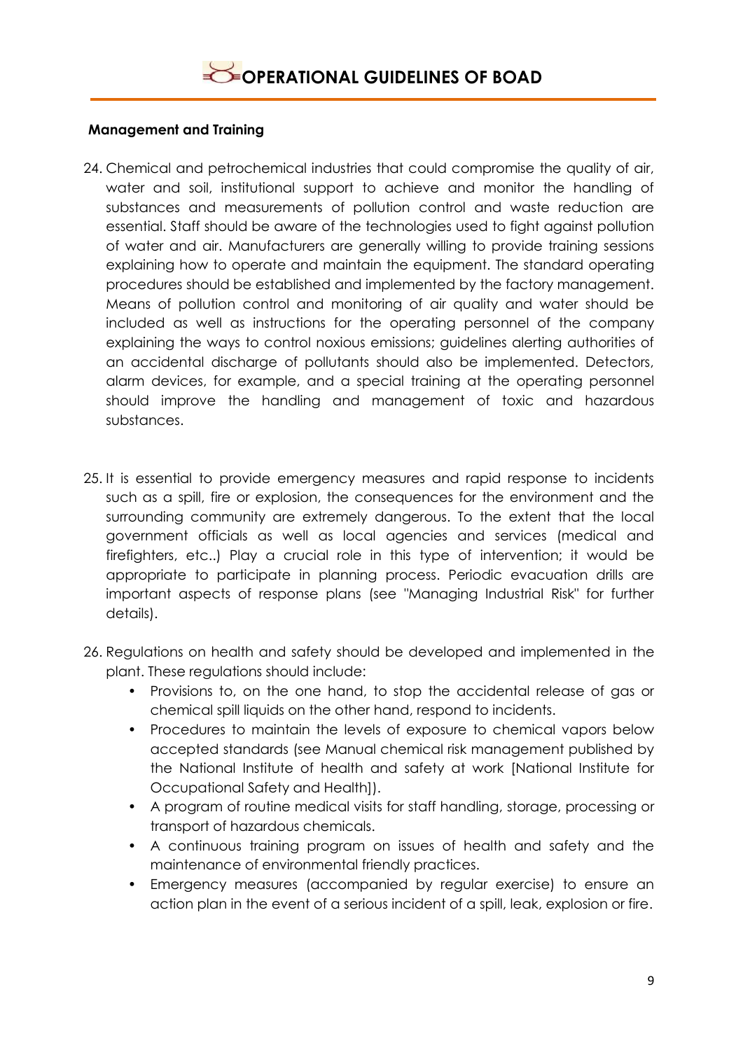**Management and Training**

24. Chemical and petrochemical industries that could compromise the quality of air, water and soil, institutional support to achieve and monitor the handling of substances and measurements of pollution control and waste reduction are essential. Staff should be aware of the technologies used to fight against pollution of water and air. Manufacturers are generally willing to provide training sessions explaining how to operate and maintain the equipment. The standard operating procedures should be established and implemented by the factory management. Means of pollution control and monitoring of air quality and water should be included as well as instructions for the operating personnel of the company explaining the ways to control noxious emissions; guidelines alerting authorities of an accidental discharge of pollutants should also be implemented. Detectors, alarm devices, for example, and a special training at the operating personnel should improve the handling and management of toxic and hazardous substances.

25. It is essential to provide emergency measures and rapid response to incidents such as a spill, fire or explosion, the consequences for the environment and the surrounding community are extremely dangerous. To the extent that the local government officials as well as local agencies and services (medical and firefighters, etc..) Play a crucial role in this type of intervention; it would be appropriate to participate in planning process. Periodic evacuation drills are important aspects of response plans (see "Managing Industrial Risk" for further details).

26. Regulations on health and safety should be developed and implemented in the plant. These regulations should include:
    - Provisions to, on the one hand, to stop the accidental release of gas or chemical spill liquids on the other hand, respond to incidents.
    - Procedures to maintain the levels of exposure to chemical vapors below accepted standards (see Manual chemical risk management published by the National Institute of health and safety at work [National Institute for Occupational Safety and Health]).
    - A program of routine medical visits for staff handling, storage, processing or transport of hazardous chemicals.
    - A continuous training program on issues of health and safety and the maintenance of environmental friendly practices.
    - Emergency measures (accompanied by regular exercise) to ensure an action plan in the event of a serious incident of a spill, leak, explosion or fire.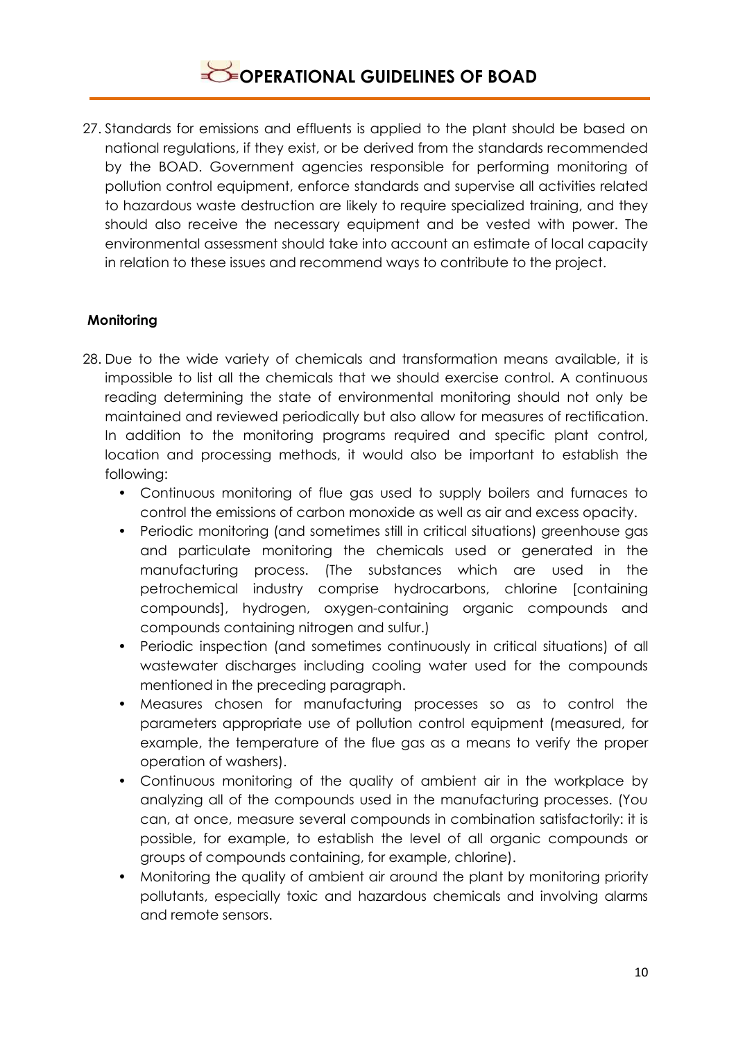27. Standards for emissions and effluents is applied to the plant should be based on national regulations, if they exist, or be derived from the standards recommended by the BOAD. Government agencies responsible for performing monitoring of pollution control equipment, enforce standards and supervise all activities related to hazardous waste destruction are likely to require specialized training, and they should also receive the necessary equipment and be vested with power. The environmental assessment should take into account an estimate of local capacity in relation to these issues and recommend ways to contribute to the project.

**Monitoring**

28. Due to the wide variety of chemicals and transformation means available, it is impossible to list all the chemicals that we should exercise control. A continuous reading determining the state of environmental monitoring should not only be maintained and reviewed periodically but also allow for measures of rectification. In addition to the monitoring programs required and specific plant control, location and processing methods, it would also be important to establish the following:
    - Continuous monitoring of flue gas used to supply boilers and furnaces to control the emissions of carbon monoxide as well as air and excess opacity.
    - Periodic monitoring (and sometimes still in critical situations) greenhouse gas and particulate monitoring the chemicals used or generated in the manufacturing process. (The substances which are used in the petrochemical industry comprise hydrocarbons, chlorine [containing compounds], hydrogen, oxygen-containing organic compounds and compounds containing nitrogen and sulfur.)
    - Periodic inspection (and sometimes continuously in critical situations) of all wastewater discharges including cooling water used for the compounds mentioned in the preceding paragraph.
    - Measures chosen for manufacturing processes so as to control the parameters appropriate use of pollution control equipment (measured, for example, the temperature of the flue gas as a means to verify the proper operation of washers).
    - Continuous monitoring of the quality of ambient air in the workplace by analyzing all of the compounds used in the manufacturing processes. (You can, at once, measure several compounds in combination satisfactorily: it is possible, for example, to establish the level of all organic compounds or groups of compounds containing, for example, chlorine).
    - Monitoring the quality of ambient air around the plant by monitoring priority pollutants, especially toxic and hazardous chemicals and involving alarms and remote sensors.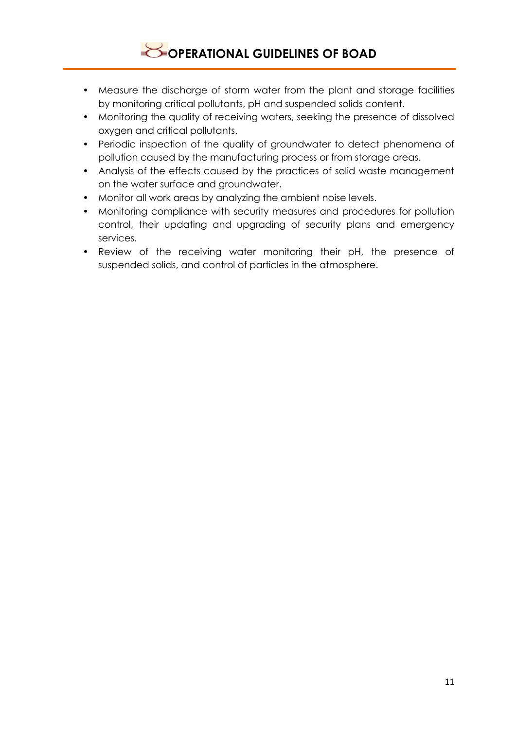- Measure the discharge of storm water from the plant and storage facilities by monitoring critical pollutants, pH and suspended solids content.
- Monitoring the quality of receiving waters, seeking the presence of dissolved oxygen and critical pollutants.
- Periodic inspection of the quality of groundwater to detect phenomena of pollution caused by the manufacturing process or from storage areas.
- Analysis of the effects caused by the practices of solid waste management on the water surface and groundwater.
- Monitor all work areas by analyzing the ambient noise levels.
- Monitoring compliance with security measures and procedures for pollution control, their updating and upgrading of security plans and emergency services.
- Review of the receiving water monitoring their pH, the presence of suspended solids, and control of particles in the atmosphere.